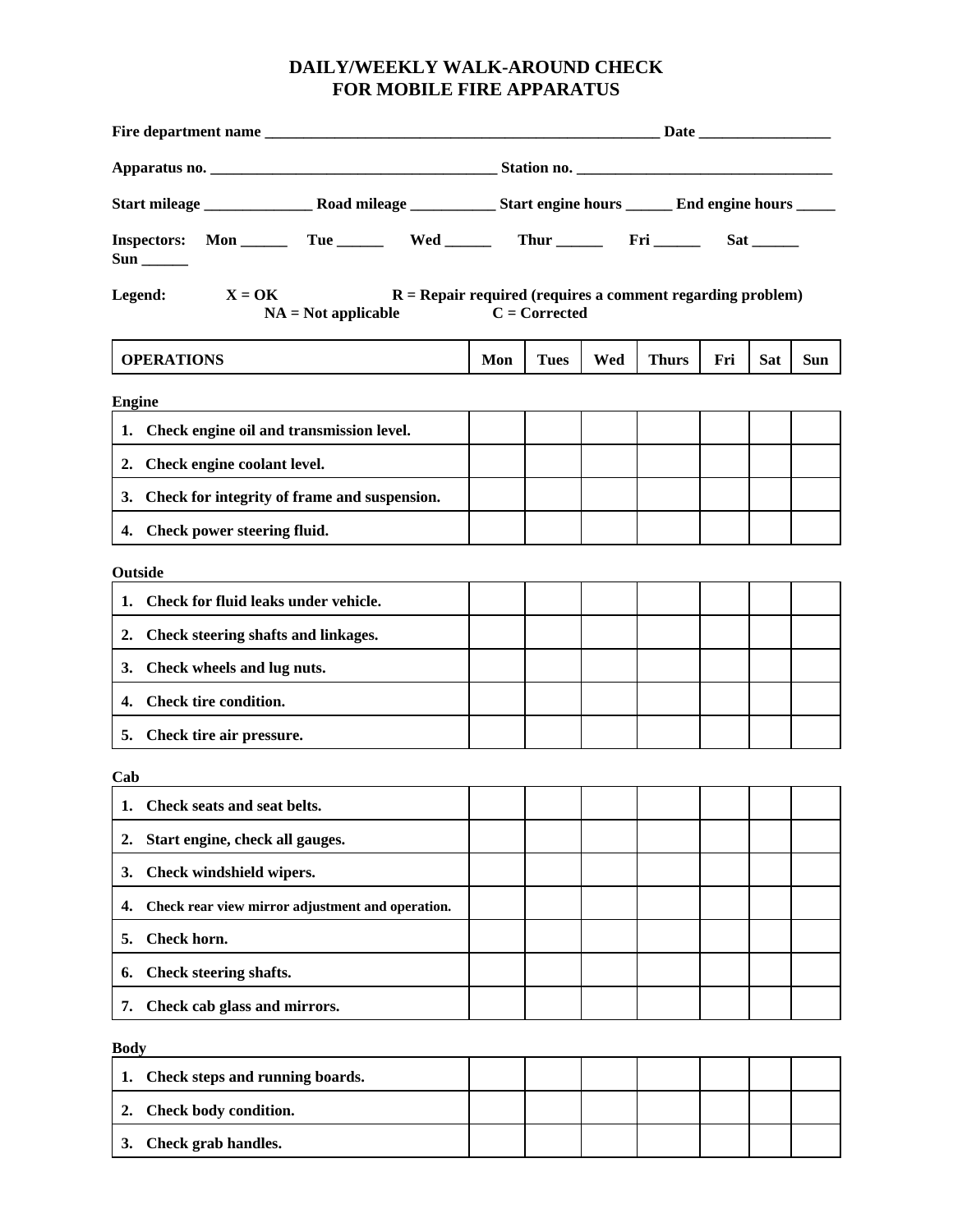# DAILY/WEEKLY WALK-AROUND CHECK
# FOR MOBILE FIRE APPARATUS

**Fire department name** ____________________________________________________ **Date** _________________

**Apparatus no.** _____________________________________ **Station no.** _________________________________

**Start mileage** ______________ **Road mileage** ___________ **Start engine hours** ______ **End engine hours** _____

**Inspectors:** **Mon** ______ **Tue** ______ **Wed** ______ **Thur** ______ **Fri** ______ **Sat** ______ **Sun** ______

**Legend:** **X = OK** **R = Repair required (requires a comment regarding problem)** **NA = Not applicable** **C = Corrected**

| OPERATIONS | Mon | Tues | Wed | Thurs | Fri | Sat | Sun |
|---|---|---|---|---|---|---|---|

**Engine**

| | | | | | | | |
|---|---|---|---|---|---|---|---|
| 1. Check engine oil and transmission level. | | | | | | | |
| 2. Check engine coolant level. | | | | | | | |
| 3. Check for integrity of frame and suspension. | | | | | | | |
| 4. Check power steering fluid. | | | | | | | |

**Outside**

| | | | | | | | |
|---|---|---|---|---|---|---|---|
| 1. Check for fluid leaks under vehicle. | | | | | | | |
| 2. Check steering shafts and linkages. | | | | | | | |
| 3. Check wheels and lug nuts. | | | | | | | |
| 4. Check tire condition. | | | | | | | |
| 5. Check tire air pressure. | | | | | | | |

**Cab**

| | | | | | | | |
|---|---|---|---|---|---|---|---|
| 1. Check seats and seat belts. | | | | | | | |
| 2. Start engine, check all gauges. | | | | | | | |
| 3. Check windshield wipers. | | | | | | | |
| 4. Check rear view mirror adjustment and operation. | | | | | | | |
| 5. Check horn. | | | | | | | |
| 6. Check steering shafts. | | | | | | | |
| 7. Check cab glass and mirrors. | | | | | | | |

**Body**

| | | | | | | | |
|---|---|---|---|---|---|---|---|
| 1. Check steps and running boards. | | | | | | | |
| 2. Check body condition. | | | | | | | |
| 3. Check grab handles. | | | | | | | |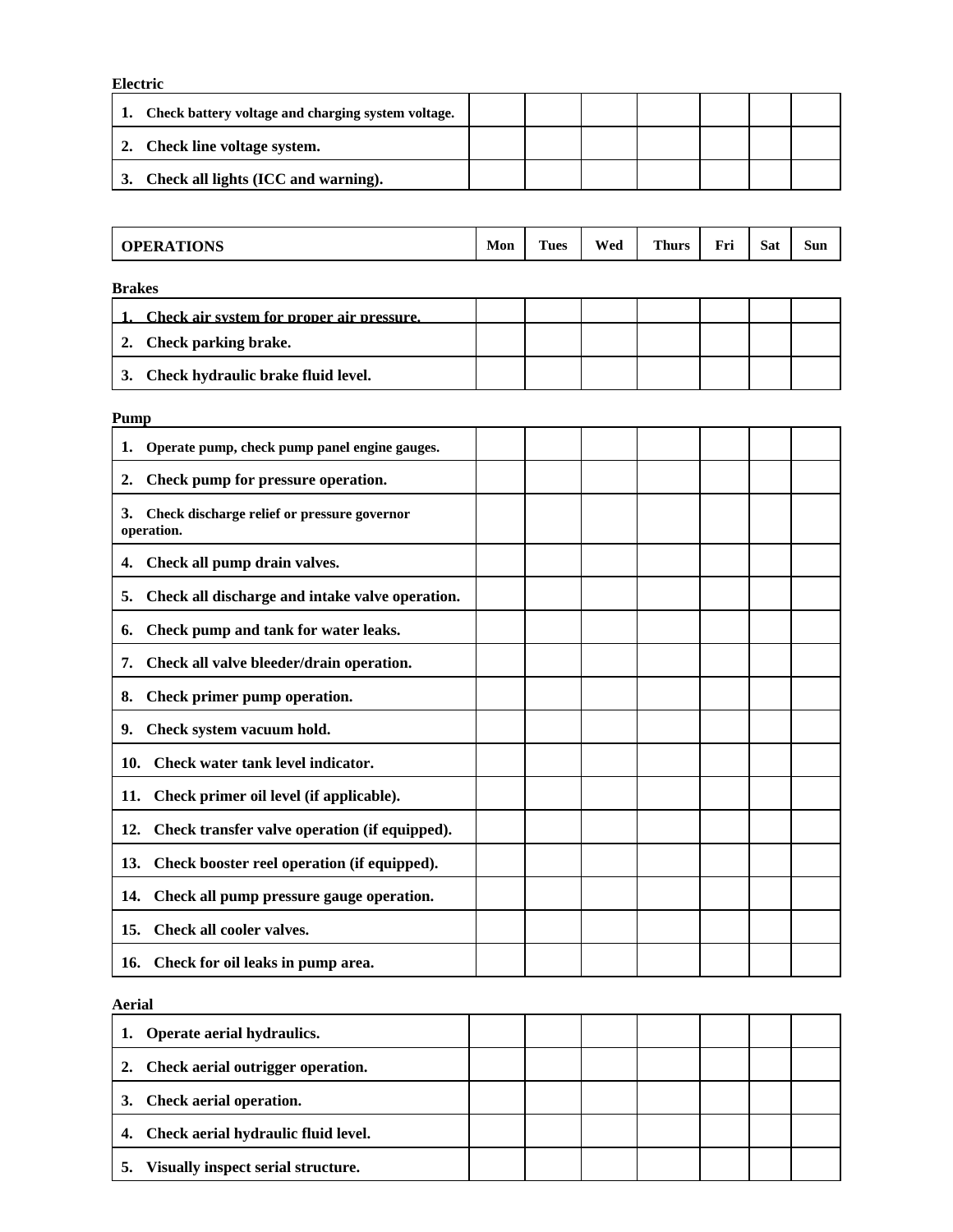**Electric**

| | | | | | | | |
|---|---|---|---|---|---|---|---|
| 1. Check battery voltage and charging system voltage. | | | | | | | |
| 2. Check line voltage system. | | | | | | | |
| 3. Check all lights (ICC and warning). | | | | | | | |

| OPERATIONS | Mon | Tues | Wed | Thurs | Fri | Sat | Sun |
|---|---|---|---|---|---|---|---|

**Brakes**

| | | | | | | | |
|---|---|---|---|---|---|---|---|
| 1. Check air system for proper air pressure. | | | | | | | |
| 2. Check parking brake. | | | | | | | |
| 3. Check hydraulic brake fluid level. | | | | | | | |

**Pump**

| | | | | | | | |
|---|---|---|---|---|---|---|---|
| 1. Operate pump, check pump panel engine gauges. | | | | | | | |
| 2. Check pump for pressure operation. | | | | | | | |
| 3. Check discharge relief or pressure governor operation. | | | | | | | |
| 4. Check all pump drain valves. | | | | | | | |
| 5. Check all discharge and intake valve operation. | | | | | | | |
| 6. Check pump and tank for water leaks. | | | | | | | |
| 7. Check all valve bleeder/drain operation. | | | | | | | |
| 8. Check primer pump operation. | | | | | | | |
| 9. Check system vacuum hold. | | | | | | | |
| 10. Check water tank level indicator. | | | | | | | |
| 11. Check primer oil level (if applicable). | | | | | | | |
| 12. Check transfer valve operation (if equipped). | | | | | | | |
| 13. Check booster reel operation (if equipped). | | | | | | | |
| 14. Check all pump pressure gauge operation. | | | | | | | |
| 15. Check all cooler valves. | | | | | | | |
| 16. Check for oil leaks in pump area. | | | | | | | |

**Aerial**

| | | | | | | | |
|---|---|---|---|---|---|---|---|
| 1. Operate aerial hydraulics. | | | | | | | |
| 2. Check aerial outrigger operation. | | | | | | | |
| 3. Check aerial operation. | | | | | | | |
| 4. Check aerial hydraulic fluid level. | | | | | | | |
| 5. Visually inspect serial structure. | | | | | | | |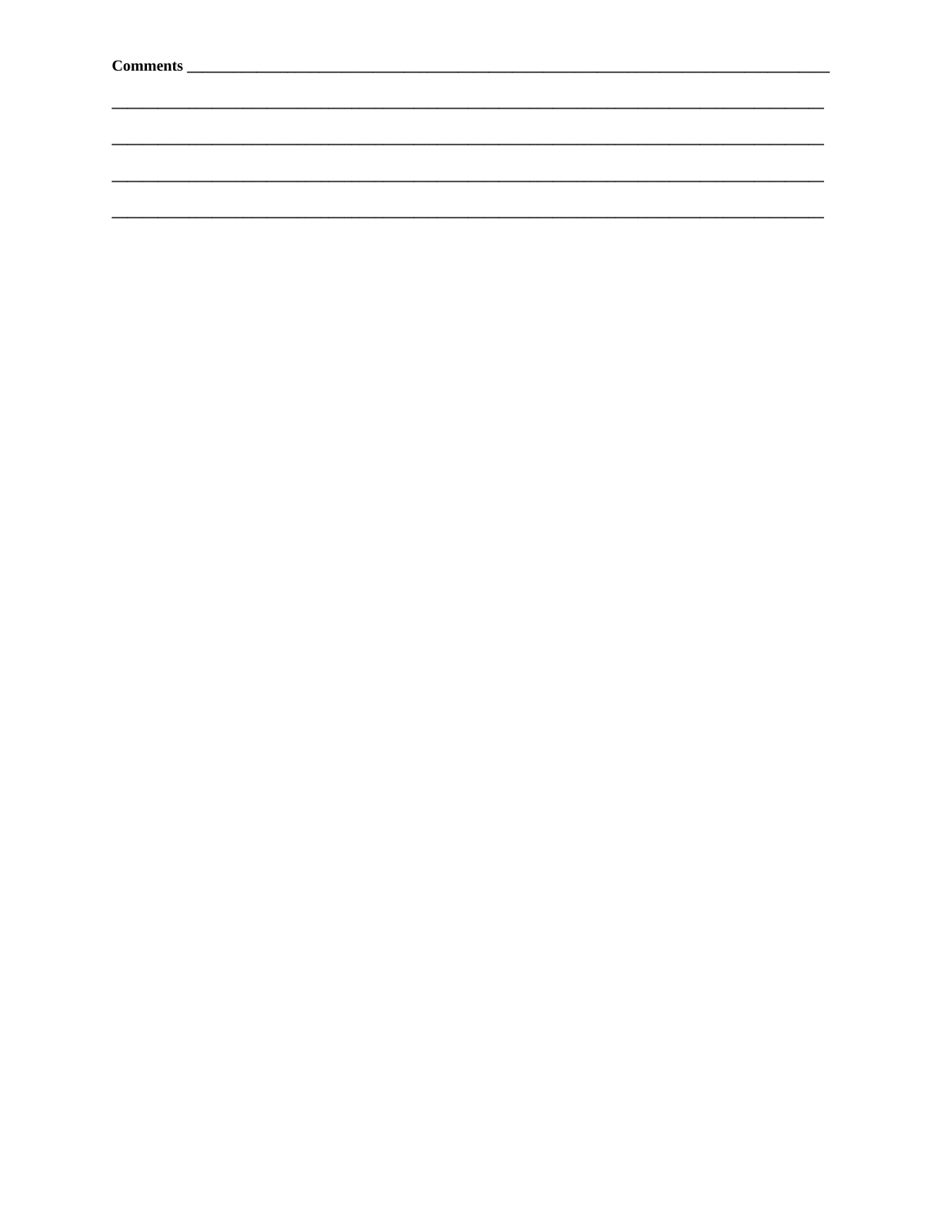**Comments** ___________________________________________________________________________

_____________________________________________________________________________

_____________________________________________________________________________

_____________________________________________________________________________

_____________________________________________________________________________